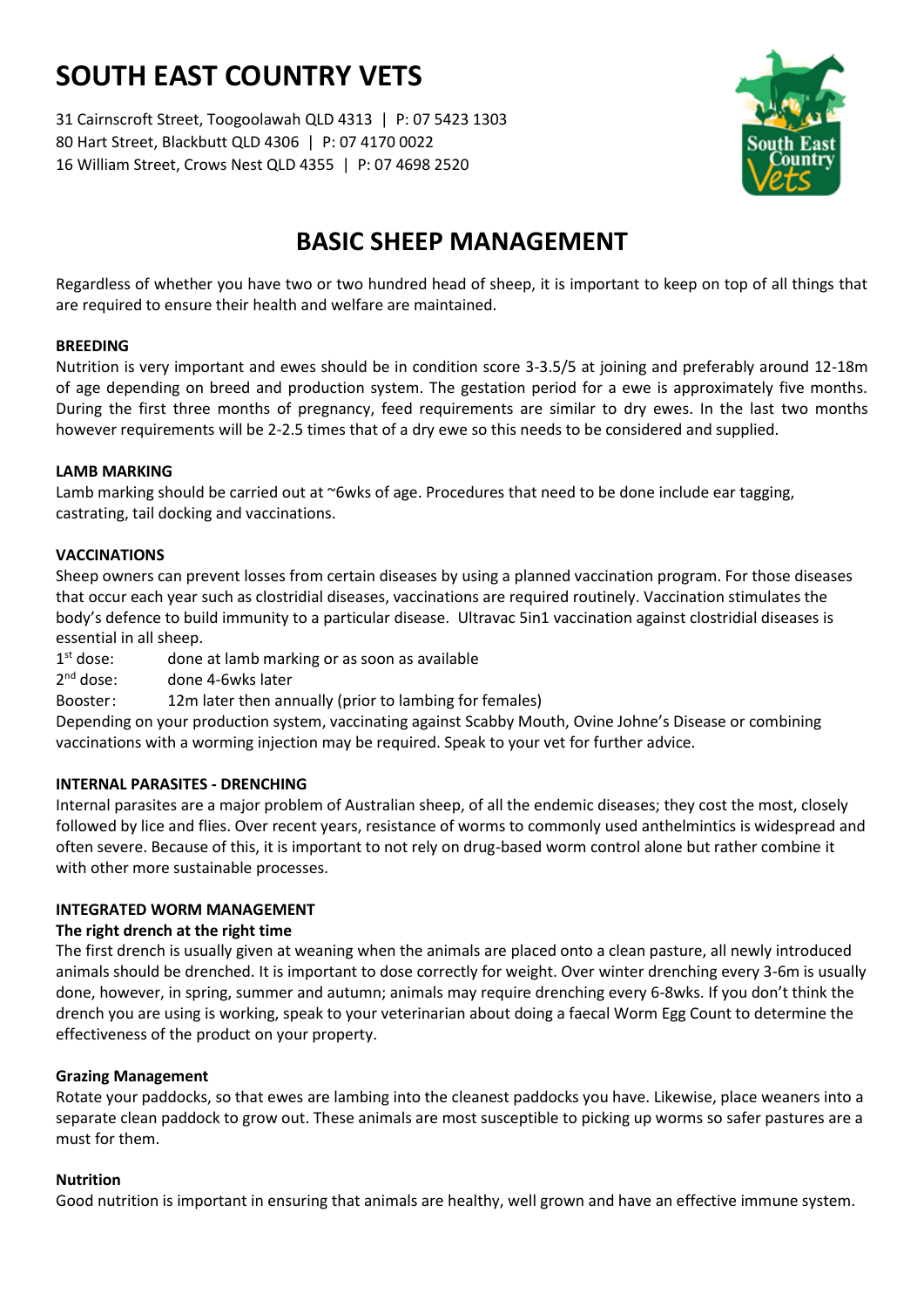# SOUTH EAST COUNTRY VETS

31 Cairnscroft Street, Toogoolawah QLD 4313 | P: 07 5423 1303
80 Hart Street, Blackbutt QLD 4306 | P: 07 4170 0022
16 William Street, Crows Nest QLD 4355 | P: 07 4698 2520

## BASIC SHEEP MANAGEMENT

Regardless of whether you have two or two hundred head of sheep, it is important to keep on top of all things that are required to ensure their health and welfare are maintained.

### BREEDING

Nutrition is very important and ewes should be in condition score 3-3.5/5 at joining and preferably around 12-18m of age depending on breed and production system. The gestation period for a ewe is approximately five months. During the first three months of pregnancy, feed requirements are similar to dry ewes. In the last two months however requirements will be 2-2.5 times that of a dry ewe so this needs to be considered and supplied.

### LAMB MARKING

Lamb marking should be carried out at ~6wks of age. Procedures that need to be done include ear tagging, castrating, tail docking and vaccinations.

### VACCINATIONS

Sheep owners can prevent losses from certain diseases by using a planned vaccination program. For those diseases that occur each year such as clostridial diseases, vaccinations are required routinely. Vaccination stimulates the body's defence to build immunity to a particular disease. Ultravac 5in1 vaccination against clostridial diseases is essential in all sheep.

1st dose: done at lamb marking or as soon as available
2nd dose: done 4-6wks later
Booster: 12m later then annually (prior to lambing for females)

Depending on your production system, vaccinating against Scabby Mouth, Ovine Johne's Disease or combining vaccinations with a worming injection may be required. Speak to your vet for further advice.

### INTERNAL PARASITES - DRENCHING

Internal parasites are a major problem of Australian sheep, of all the endemic diseases; they cost the most, closely followed by lice and flies. Over recent years, resistance of worms to commonly used anthelmintics is widespread and often severe. Because of this, it is important to not rely on drug-based worm control alone but rather combine it with other more sustainable processes.

### INTEGRATED WORM MANAGEMENT

**The right drench at the right time**

The first drench is usually given at weaning when the animals are placed onto a clean pasture, all newly introduced animals should be drenched. It is important to dose correctly for weight. Over winter drenching every 3-6m is usually done, however, in spring, summer and autumn; animals may require drenching every 6-8wks. If you don't think the drench you are using is working, speak to your veterinarian about doing a faecal Worm Egg Count to determine the effectiveness of the product on your property.

**Grazing Management**

Rotate your paddocks, so that ewes are lambing into the cleanest paddocks you have. Likewise, place weaners into a separate clean paddock to grow out. These animals are most susceptible to picking up worms so safer pastures are a must for them.

**Nutrition**

Good nutrition is important in ensuring that animals are healthy, well grown and have an effective immune system.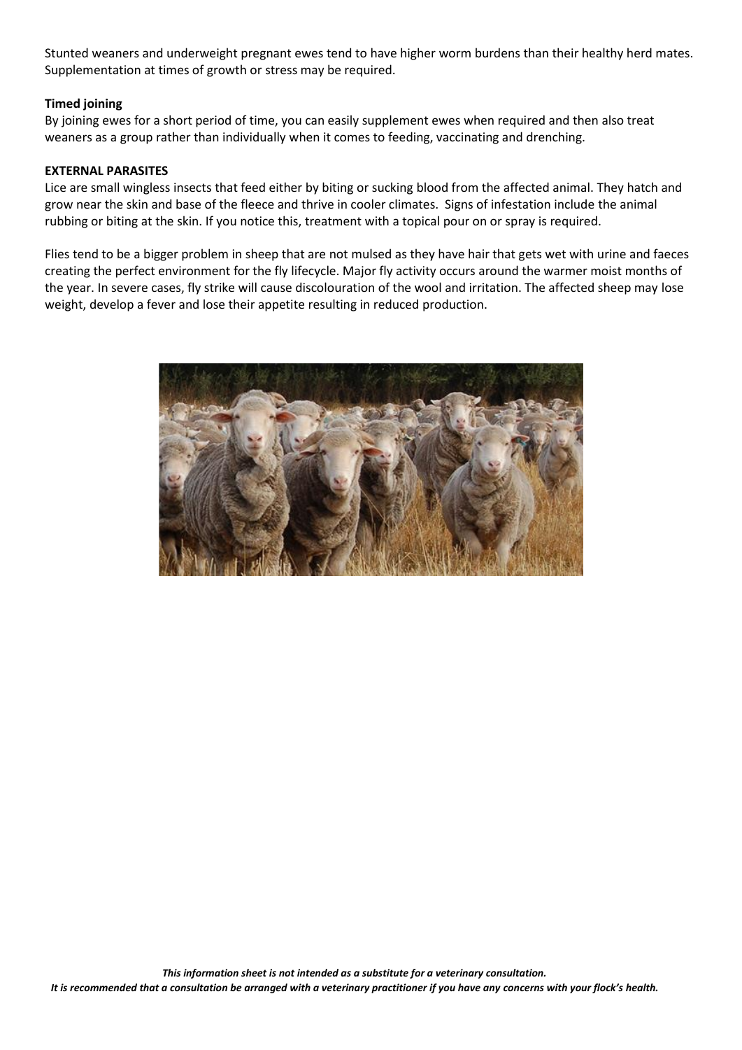Stunted weaners and underweight pregnant ewes tend to have higher worm burdens than their healthy herd mates. Supplementation at times of growth or stress may be required.

**Timed joining**

By joining ewes for a short period of time, you can easily supplement ewes when required and then also treat weaners as a group rather than individually when it comes to feeding, vaccinating and drenching.

**EXTERNAL PARASITES**

Lice are small wingless insects that feed either by biting or sucking blood from the affected animal. They hatch and grow near the skin and base of the fleece and thrive in cooler climates. Signs of infestation include the animal rubbing or biting at the skin. If you notice this, treatment with a topical pour on or spray is required.

Flies tend to be a bigger problem in sheep that are not mulsed as they have hair that gets wet with urine and faeces creating the perfect environment for the fly lifecycle. Major fly activity occurs around the warmer moist months of the year. In severe cases, fly strike will cause discolouration of the wool and irritation. The affected sheep may lose weight, develop a fever and lose their appetite resulting in reduced production.

***This information sheet is not intended as a substitute for a veterinary consultation.***
***It is recommended that a consultation be arranged with a veterinary practitioner if you have any concerns with your flock's health.***